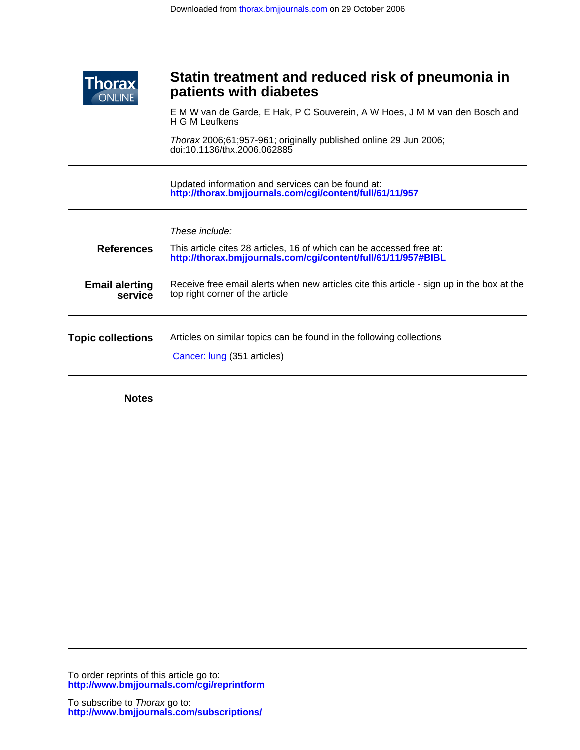Downloaded from thorax.bmjjournals.com on 29 October 2006

Thorax ONLINE

# Statin treatment and reduced risk of pneumonia in patients with diabetes

E M W van de Garde, E Hak, P C Souverein, A W Hoes, J M M van den Bosch and H G M Leufkens

*Thorax* 2006;61;957-961; originally published online 29 Jun 2006;
doi:10.1136/thx.2006.062885

---

Updated information and services can be found at:
**http://thorax.bmjjournals.com/cgi/content/full/61/11/957**

---

*These include:*

**References**

This article cites 28 articles, 16 of which can be accessed free at:
**http://thorax.bmjjournals.com/cgi/content/full/61/11/957#BIBL**

**Email alerting service**

Receive free email alerts when new articles cite this article - sign up in the box at the top right corner of the article

---

**Topic collections**

Articles on similar topics can be found in the following collections

Cancer: lung (351 articles)

---

**Notes**

---

To order reprints of this article go to:
**http://www.bmjjournals.com/cgi/reprintform**

To subscribe to *Thorax* go to:
**http://www.bmjjournals.com/subscriptions/**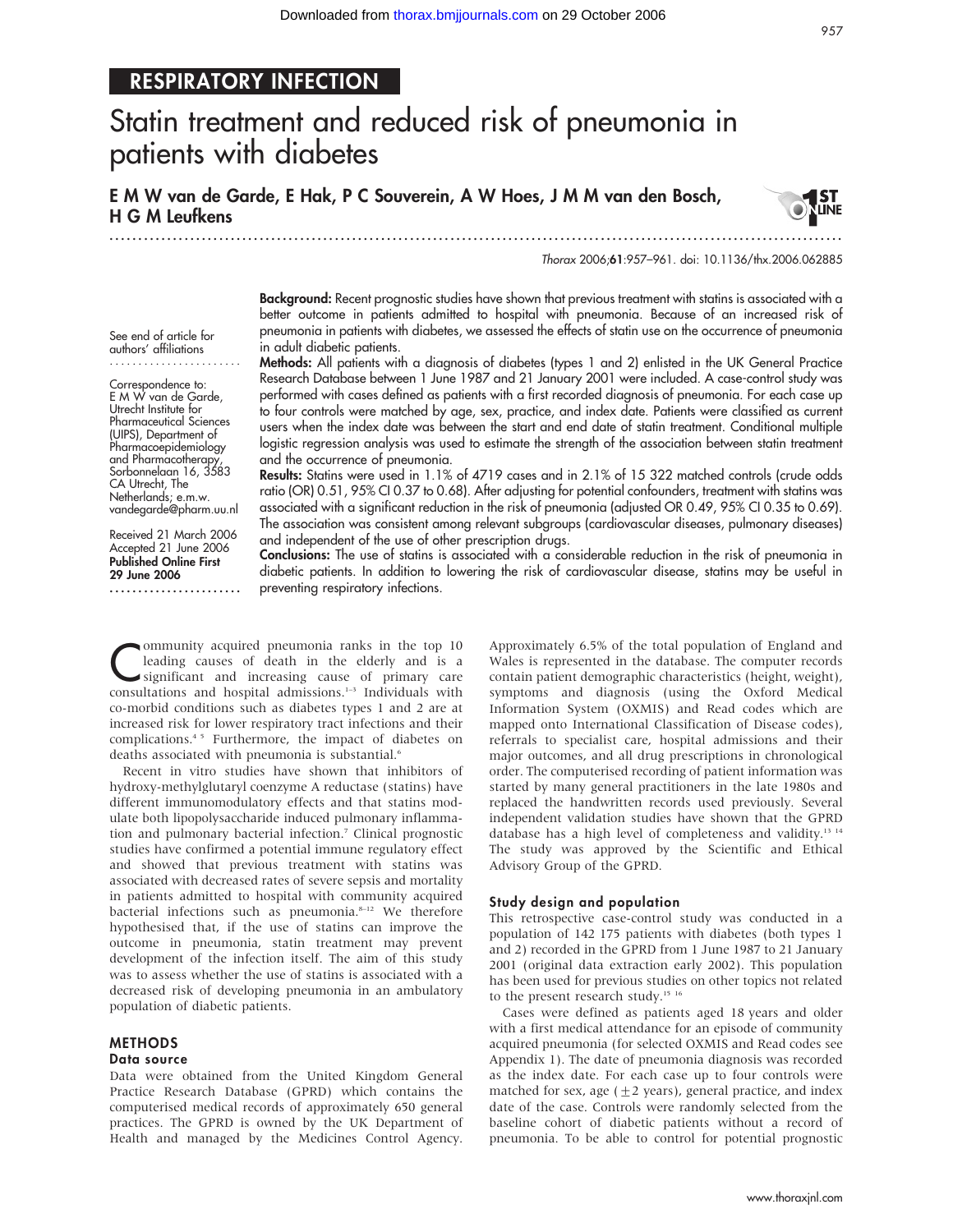# Statin treatment and reduced risk of pneumonia in patients with diabetes

**E M W van de Garde, E Hak, P C Souverein, A W Hoes, J M M van den Bosch, H G M Leufkens**

*Thorax* 2006;**61**:957–961. doi: 10.1136/thx.2006.062885

See end of article for authors' affiliations

Correspondence to: E M W van de Garde, Utrecht Institute for Pharmaceutical Sciences (UIPS), Department of Pharmacoepidemiology and Pharmacotherapy, Sorbonnelaan 16, 3583 CA Utrecht, The Netherlands; e.m.w.vandegarde@pharm.uu.nl

Received 21 March 2006
Accepted 21 June 2006
**Published Online First 29 June 2006**

**Background:** Recent prognostic studies have shown that previous treatment with statins is associated with a better outcome in patients admitted to hospital with pneumonia. Because of an increased risk of pneumonia in patients with diabetes, we assessed the effects of statin use on the occurrence of pneumonia in adult diabetic patients.

**Methods:** All patients with a diagnosis of diabetes (types 1 and 2) enlisted in the UK General Practice Research Database between 1 June 1987 and 21 January 2001 were included. A case-control study was performed with cases defined as patients with a first recorded diagnosis of pneumonia. For each case up to four controls were matched by age, sex, practice, and index date. Patients were classified as current users when the index date was between the start and end date of statin treatment. Conditional multiple logistic regression analysis was used to estimate the strength of the association between statin treatment and the occurrence of pneumonia.

**Results:** Statins were used in 1.1% of 4719 cases and in 2.1% of 15 322 matched controls (crude odds ratio (OR) 0.51, 95% CI 0.37 to 0.68). After adjusting for potential confounders, treatment with statins was associated with a significant reduction in the risk of pneumonia (adjusted OR 0.49, 95% CI 0.35 to 0.69). The association was consistent among relevant subgroups (cardiovascular diseases, pulmonary diseases) and independent of the use of other prescription drugs.

**Conclusions:** The use of statins is associated with a considerable reduction in the risk of pneumonia in diabetic patients. In addition to lowering the risk of cardiovascular disease, statins may be useful in preventing respiratory infections.

Community acquired pneumonia ranks in the top 10 leading causes of death in the elderly and is a significant and increasing cause of primary care consultations and hospital admissions.[1–3] Individuals with co-morbid conditions such as diabetes types 1 and 2 are at increased risk for lower respiratory tract infections and their complications.[4,5] Furthermore, the impact of diabetes on deaths associated with pneumonia is substantial.[6]

Recent in vitro studies have shown that inhibitors of hydroxy-methylglutaryl coenzyme A reductase (statins) have different immunomodulatory effects and that statins modulate both lipopolysaccharide induced pulmonary inflammation and pulmonary bacterial infection.[7] Clinical prognostic studies have confirmed a potential immune regulatory effect and showed that previous treatment with statins was associated with decreased rates of severe sepsis and mortality in patients admitted to hospital with community acquired bacterial infections such as pneumonia.[8–12] We therefore hypothesised that, if the use of statins can improve the outcome in pneumonia, statin treatment may prevent development of the infection itself. The aim of this study was to assess whether the use of statins is associated with a decreased risk of developing pneumonia in an ambulatory population of diabetic patients.

## METHODS

### Data source

Data were obtained from the United Kingdom General Practice Research Database (GPRD) which contains the computerised medical records of approximately 650 general practices. The GPRD is owned by the UK Department of Health and managed by the Medicines Control Agency. Approximately 6.5% of the total population of England and Wales is represented in the database. The computer records contain patient demographic characteristics (height, weight), symptoms and diagnosis (using the Oxford Medical Information System (OXMIS) and Read codes which are mapped onto International Classification of Disease codes), referrals to specialist care, hospital admissions and their major outcomes, and all drug prescriptions in chronological order. The computerised recording of patient information was started by many general practitioners in the late 1980s and replaced the handwritten records used previously. Several independent validation studies have shown that the GPRD database has a high level of completeness and validity.[13,14] The study was approved by the Scientific and Ethical Advisory Group of the GPRD.

### Study design and population

This retrospective case-control study was conducted in a population of 142 175 patients with diabetes (both types 1 and 2) recorded in the GPRD from 1 June 1987 to 21 January 2001 (original data extraction early 2002). This population has been used for previous studies on other topics not related to the present research study.[15,16]

Cases were defined as patients aged 18 years and older with a first medical attendance for an episode of community acquired pneumonia (for selected OXMIS and Read codes see Appendix 1). The date of pneumonia diagnosis was recorded as the index date. For each case up to four controls were matched for sex, age (±2 years), general practice, and index date of the case. Controls were randomly selected from the baseline cohort of diabetic patients without a record of pneumonia. To be able to control for potential prognostic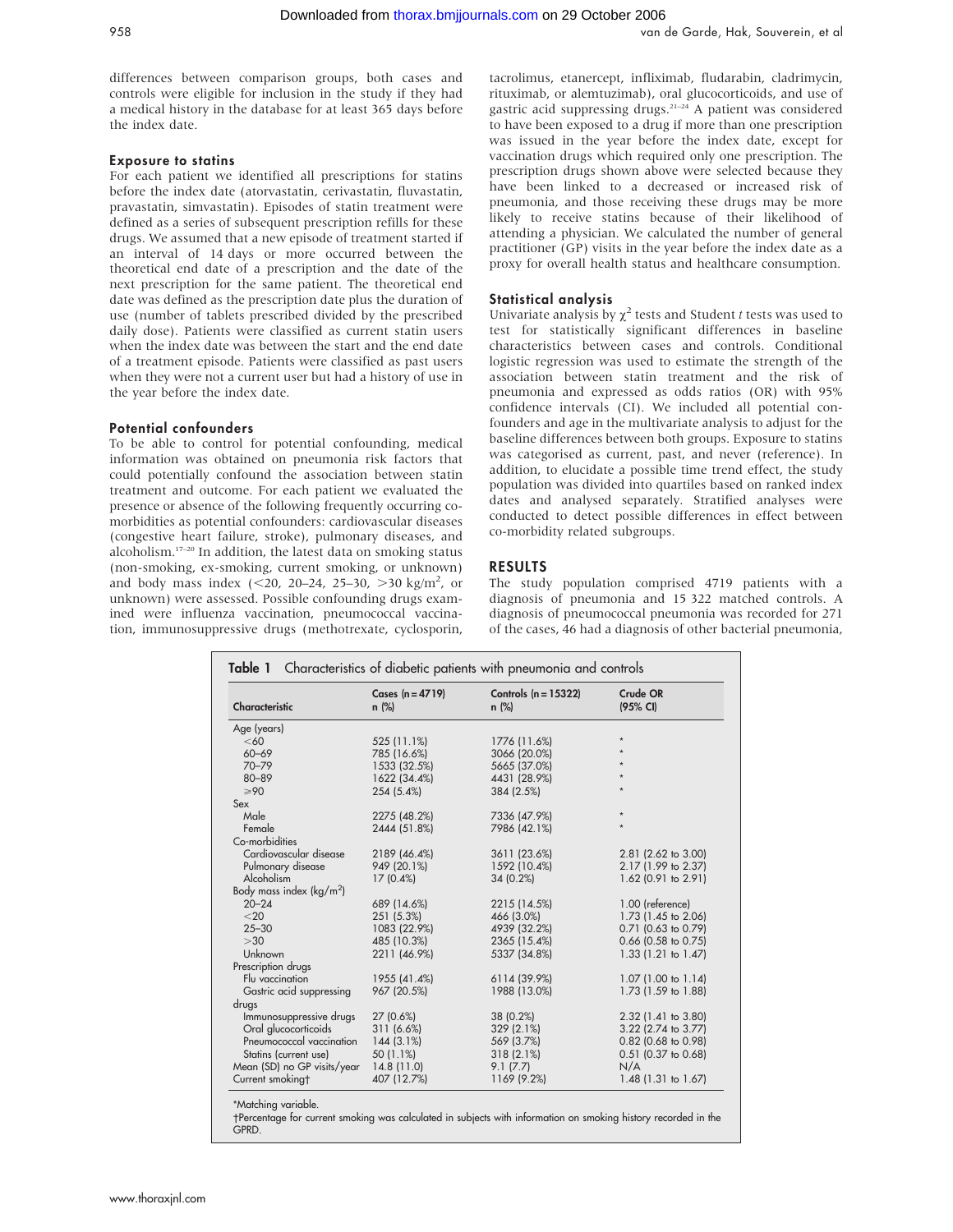differences between comparison groups, both cases and controls were eligible for inclusion in the study if they had a medical history in the database for at least 365 days before the index date.

### Exposure to statins

For each patient we identified all prescriptions for statins before the index date (atorvastatin, cerivastatin, fluvastatin, pravastatin, simvastatin). Episodes of statin treatment were defined as a series of subsequent prescription refills for these drugs. We assumed that a new episode of treatment started if an interval of 14 days or more occurred between the theoretical end date of a prescription and the date of the next prescription for the same patient. The theoretical end date was defined as the prescription date plus the duration of use (number of tablets prescribed divided by the prescribed daily dose). Patients were classified as current statin users when the index date was between the start and the end date of a treatment episode. Patients were classified as past users when they were not a current user but had a history of use in the year before the index date.

### Potential confounders

To be able to control for potential confounding, medical information was obtained on pneumonia risk factors that could potentially confound the association between statin treatment and outcome. For each patient we evaluated the presence or absence of the following frequently occurring co-morbidities as potential confounders: cardiovascular diseases (congestive heart failure, stroke), pulmonary diseases, and alcoholism.[17–20] In addition, the latest data on smoking status (non-smoking, ex-smoking, current smoking, or unknown) and body mass index (<20, 20–24, 25–30, >30 kg/m$^2$, or unknown) were assessed. Possible confounding drugs examined were influenza vaccination, pneumococcal vaccination, immunosuppressive drugs (methotrexate, cyclosporin, tacrolimus, etanercept, infliximab, fludarabin, cladrimycin, rituximab, or alemtuzimab), oral glucocorticoids, and use of gastric acid suppressing drugs.[21–24] A patient was considered to have been exposed to a drug if more than one prescription was issued in the year before the index date, except for vaccination drugs which required only one prescription. The prescription drugs shown above were selected because they have been linked to a decreased or increased risk of pneumonia, and those receiving these drugs may be more likely to receive statins because of their likelihood of attending a physician. We calculated the number of general practitioner (GP) visits in the year before the index date as a proxy for overall health status and healthcare consumption.

### Statistical analysis

Univariate analysis by $\chi^2$ tests and Student $t$ tests was used to test for statistically significant differences in baseline characteristics between cases and controls. Conditional logistic regression was used to estimate the strength of the association between statin treatment and the risk of pneumonia and expressed as odds ratios (OR) with 95% confidence intervals (CI). We included all potential confounders and age in the multivariate analysis to adjust for the baseline differences between both groups. Exposure to statins was categorised as current, past, and never (reference). In addition, to elucidate a possible time trend effect, the study population was divided into quartiles based on ranked index dates and analysed separately. Stratified analyses were conducted to detect possible differences in effect between co-morbidity related subgroups.

## RESULTS

The study population comprised 4719 patients with a diagnosis of pneumonia and 15 322 matched controls. A diagnosis of pneumococcal pneumonia was recorded for 271 of the cases, 46 had a diagnosis of other bacterial pneumonia,

**Table 1** Characteristics of diabetic patients with pneumonia and controls

| Characteristic | Cases (n = 4719) n (%) | Controls (n = 15322) n (%) | Crude OR (95% CI) |
|---|---|---|---|
| Age (years) | | | |
| <60 | 525 (11.1%) | 1776 (11.6%) | * |
| 60–69 | 785 (16.6%) | 3066 (20.0%) | * |
| 70–79 | 1533 (32.5%) | 5665 (37.0%) | * |
| 80–89 | 1622 (34.4%) | 4431 (28.9%) | * |
| ≥90 | 254 (5.4%) | 384 (2.5%) | * |
| Sex | | | |
| Male | 2275 (48.2%) | 7336 (47.9%) | * |
| Female | 2444 (51.8%) | 7986 (42.1%) | * |
| Co-morbidities | | | |
| Cardiovascular disease | 2189 (46.4%) | 3611 (23.6%) | 2.81 (2.62 to 3.00) |
| Pulmonary disease | 949 (20.1%) | 1592 (10.4%) | 2.17 (1.99 to 2.37) |
| Alcoholism | 17 (0.4%) | 34 (0.2%) | 1.62 (0.91 to 2.91) |
| Body mass index (kg/m$^2$) | | | |
| 20–24 | 689 (14.6%) | 2215 (14.5%) | 1.00 (reference) |
| <20 | 251 (5.3%) | 466 (3.0%) | 1.73 (1.45 to 2.06) |
| 25–30 | 1083 (22.9%) | 4939 (32.2%) | 0.71 (0.63 to 0.79) |
| >30 | 485 (10.3%) | 2365 (15.4%) | 0.66 (0.58 to 0.75) |
| Unknown | 2211 (46.9%) | 5337 (34.8%) | 1.33 (1.21 to 1.47) |
| Prescription drugs | | | |
| Flu vaccination | 1955 (41.4%) | 6114 (39.9%) | 1.07 (1.00 to 1.14) |
| Gastric acid suppressing drugs | 967 (20.5%) | 1988 (13.0%) | 1.73 (1.59 to 1.88) |
| Immunosuppressive drugs | 27 (0.6%) | 38 (0.2%) | 2.32 (1.41 to 3.80) |
| Oral glucocorticoids | 311 (6.6%) | 329 (2.1%) | 3.22 (2.74 to 3.77) |
| Pneumococcal vaccination | 144 (3.1%) | 569 (3.7%) | 0.82 (0.68 to 0.98) |
| Statins (current use) | 50 (1.1%) | 318 (2.1%) | 0.51 (0.37 to 0.68) |
| Mean (SD) no GP visits/year | 14.8 (11.0) | 9.1 (7.7) | N/A |
| Current smoking† | 407 (12.7%) | 1169 (9.2%) | 1.48 (1.31 to 1.67) |

*Matching variable.
†Percentage for current smoking was calculated in subjects with information on smoking history recorded in the GPRD.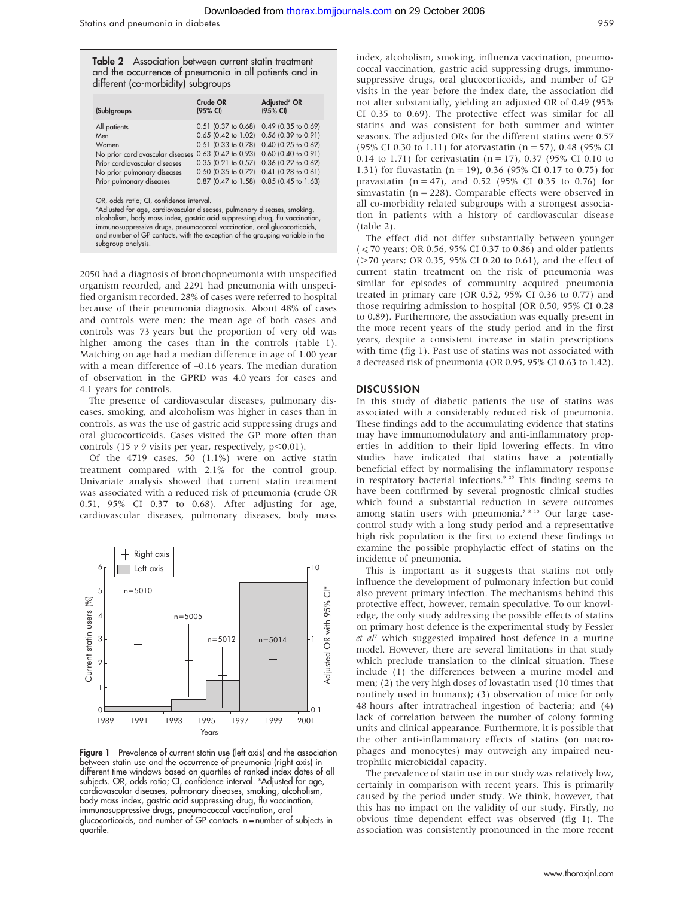**Table 2** Association between current statin treatment and the occurrence of pneumonia in all patients and in different (co-morbidity) subgroups

| (Sub)groups | Crude OR (95% CI) | Adjusted* OR (95% CI) |
|---|---|---|
| All patients | 0.51 (0.37 to 0.68) | 0.49 (0.35 to 0.69) |
| Men | 0.65 (0.42 to 1.02) | 0.56 (0.39 to 0.91) |
| Women | 0.51 (0.33 to 0.78) | 0.40 (0.25 to 0.62) |
| No prior cardiovascular diseases | 0.63 (0.42 to 0.93) | 0.60 (0.40 to 0.91) |
| Prior cardiovascular diseases | 0.35 (0.21 to 0.57) | 0.36 (0.22 to 0.62) |
| No prior pulmonary diseases | 0.50 (0.35 to 0.72) | 0.41 (0.28 to 0.61) |
| Prior pulmonary diseases | 0.87 (0.47 to 1.58) | 0.85 (0.45 to 1.63) |

OR, odds ratio; CI, confidence interval.
*Adjusted for age, cardiovascular diseases, pulmonary diseases, smoking, alcoholism, body mass index, gastric acid suppressing drug, flu vaccination, immunosuppressive drugs, pneumococcal vaccination, oral glucocorticoids, and number of GP contacts, with the exception of the grouping variable in the subgroup analysis.

2050 had a diagnosis of bronchopneumonia with unspecified organism recorded, and 2291 had pneumonia with unspecified organism recorded. 28% of cases were referred to hospital because of their pneumonia diagnosis. About 48% of cases and controls were men; the mean age of both cases and controls was 73 years but the proportion of very old was higher among the cases than in the controls (table 1). Matching on age had a median difference in age of 1.00 year with a mean difference of –0.16 years. The median duration of observation in the GPRD was 4.0 years for cases and 4.1 years for controls.

The presence of cardiovascular diseases, pulmonary diseases, smoking, and alcoholism was higher in cases than in controls, as was the use of gastric acid suppressing drugs and oral glucocorticoids. Cases visited the GP more often than controls (15 *v* 9 visits per year, respectively, $p<0.01$).

Of the 4719 cases, 50 (1.1%) were on active statin treatment compared with 2.1% for the control group. Univariate analysis showed that current statin treatment was associated with a reduced risk of pneumonia (crude OR 0.51, 95% CI 0.37 to 0.68). After adjusting for age, cardiovascular diseases, pulmonary diseases, body mass index, alcoholism, smoking, influenza vaccination, pneumococcal vaccination, gastric acid suppressing drugs, immunosuppressive drugs, oral glucocorticoids, and number of GP visits in the year before the index date, the association did not alter substantially, yielding an adjusted OR of 0.49 (95% CI 0.35 to 0.69). The protective effect was similar for all statins and was consistent for both summer and winter seasons. The adjusted ORs for the different statins were 0.57 (95% CI 0.30 to 1.11) for atorvastatin (n = 57), 0.48 (95% CI 0.14 to 1.71) for cerivastatin (n = 17), 0.37 (95% CI 0.10 to 1.31) for fluvastatin (n = 19), 0.36 (95% CI 0.17 to 0.75) for pravastatin (n = 47), and 0.52 (95% CI 0.35 to 0.76) for simvastatin (n = 228). Comparable effects were observed in all co-morbidity related subgroups with a strongest association in patients with a history of cardiovascular disease (table 2).

The effect did not differ substantially between younger (⩽70 years; OR 0.56, 95% CI 0.37 to 0.86) and older patients (>70 years; OR 0.35, 95% CI 0.20 to 0.61), and the effect of current statin treatment on the risk of pneumonia was similar for episodes of community acquired pneumonia treated in primary care (OR 0.52, 95% CI 0.36 to 0.77) and those requiring admission to hospital (OR 0.50, 95% CI 0.28 to 0.89). Furthermore, the association was equally present in the more recent years of the study period and in the first years, despite a consistent increase in statin prescriptions with time (fig 1). Past use of statins was not associated with a decreased risk of pneumonia (OR 0.95, 95% CI 0.63 to 1.42).

**Figure 1** Prevalence of current statin use (left axis) and the association between statin use and the occurrence of pneumonia (right axis) in different time windows based on quartiles of ranked index dates of all subjects. OR, odds ratio; CI, confidence interval. *Adjusted for age, cardiovascular diseases, pulmonary diseases, smoking, alcoholism, body mass index, gastric acid suppressing drug, flu vaccination, immunosuppressive drugs, pneumococcal vaccination, oral glucocorticoids, and number of GP contacts. n = number of subjects in quartile.

## DISCUSSION

In this study of diabetic patients the use of statins was associated with a considerably reduced risk of pneumonia. These findings add to the accumulating evidence that statins may have immunomodulatory and anti-inflammatory properties in addition to their lipid lowering effects. In vitro studies have indicated that statins have a potentially beneficial effect by normalising the inflammatory response in respiratory bacterial infections.[9 25] This finding seems to have been confirmed by several prognostic clinical studies which found a substantial reduction in severe outcomes among statin users with pneumonia.[7 8 10] Our large case-control study with a long study period and a representative high risk population is the first to extend these findings to examine the possible prophylactic effect of statins on the incidence of pneumonia.

This is important as it suggests that statins not only influence the development of pulmonary infection but could also prevent primary infection. The mechanisms behind this protective effect, however, remain speculative. To our knowledge, the only study addressing the possible effects of statins on primary host defence is the experimental study by Fessler *et al*[7] which suggested impaired host defence in a murine model. However, there are several limitations in that study which preclude translation to the clinical situation. These include (1) the differences between a murine model and men; (2) the very high doses of lovastatin used (10 times that routinely used in humans); (3) observation of mice for only 48 hours after intratracheal ingestion of bacteria; and (4) lack of correlation between the number of colony forming units and clinical appearance. Furthermore, it is possible that the other anti-inflammatory effects of statins (on macrophages and monocytes) may outweigh any impaired neutrophilic microbicidal capacity.

The prevalence of statin use in our study was relatively low, certainly in comparison with recent years. This is primarily caused by the period under study. We think, however, that this has no impact on the validity of our study. Firstly, no obvious time dependent effect was observed (fig 1). The association was consistently pronounced in the more recent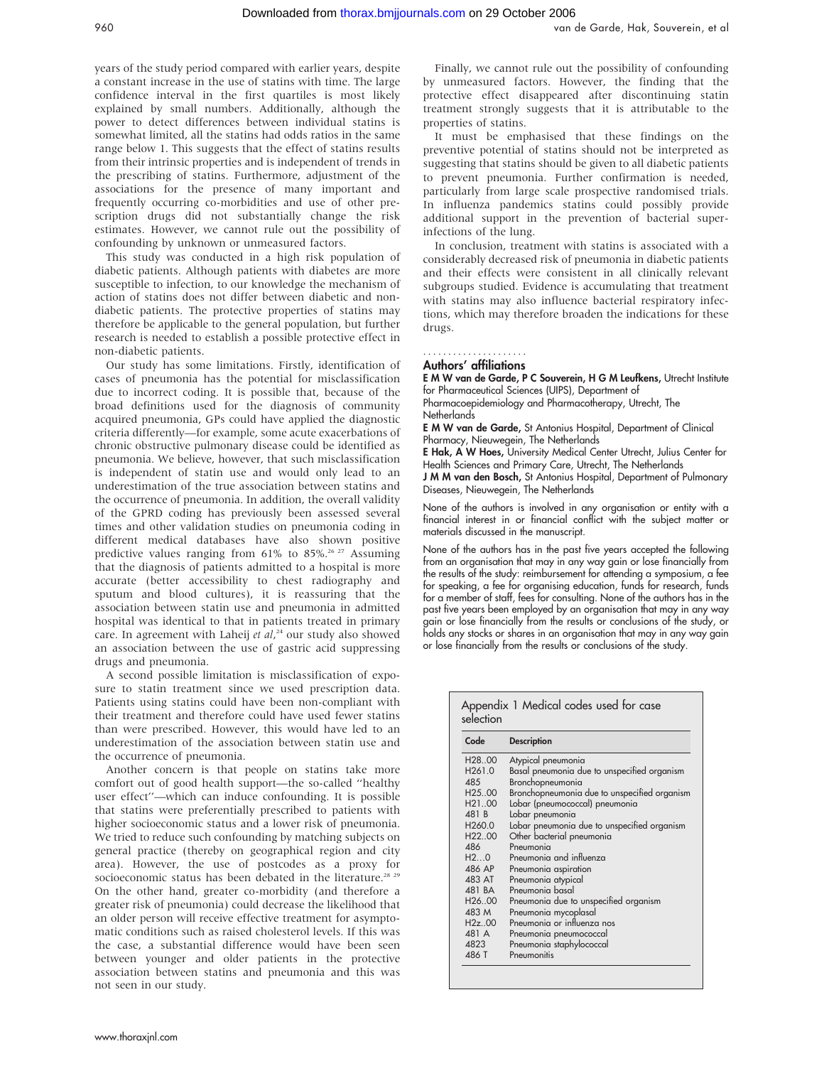years of the study period compared with earlier years, despite a constant increase in the use of statins with time. The large confidence interval in the first quartiles is most likely explained by small numbers. Additionally, although the power to detect differences between individual statins is somewhat limited, all the statins had odds ratios in the same range below 1. This suggests that the effect of statins results from their intrinsic properties and is independent of trends in the prescribing of statins. Furthermore, adjustment of the associations for the presence of many important and frequently occurring co-morbidities and use of other prescription drugs did not substantially change the risk estimates. However, we cannot rule out the possibility of confounding by unknown or unmeasured factors.

This study was conducted in a high risk population of diabetic patients. Although patients with diabetes are more susceptible to infection, to our knowledge the mechanism of action of statins does not differ between diabetic and non-diabetic patients. The protective properties of statins may therefore be applicable to the general population, but further research is needed to establish a possible protective effect in non-diabetic patients.

Our study has some limitations. Firstly, identification of cases of pneumonia has the potential for misclassification due to incorrect coding. It is possible that, because of the broad definitions used for the diagnosis of community acquired pneumonia, GPs could have applied the diagnostic criteria differently—for example, some acute exacerbations of chronic obstructive pulmonary disease could be identified as pneumonia. We believe, however, that such misclassification is independent of statin use and would only lead to an underestimation of the true association between statins and the occurrence of pneumonia. In addition, the overall validity of the GPRD coding has previously been assessed several times and other validation studies on pneumonia coding in different medical databases have also shown positive predictive values ranging from 61% to 85%.[26 27] Assuming that the diagnosis of patients admitted to a hospital is more accurate (better accessibility to chest radiography and sputum and blood cultures), it is reassuring that the association between statin use and pneumonia in admitted hospital was identical to that in patients treated in primary care. In agreement with Laheij *et al*,[24] our study also showed an association between the use of gastric acid suppressing drugs and pneumonia.

A second possible limitation is misclassification of exposure to statin treatment since we used prescription data. Patients using statins could have been non-compliant with their treatment and therefore could have used fewer statins than were prescribed. However, this would have led to an underestimation of the association between statin use and the occurrence of pneumonia.

Another concern is that people on statins take more comfort out of good health support—the so-called "healthy user effect"—which can induce confounding. It is possible that statins were preferentially prescribed to patients with higher socioeconomic status and a lower risk of pneumonia. We tried to reduce such confounding by matching subjects on general practice (thereby on geographical region and city area). However, the use of postcodes as a proxy for socioeconomic status has been debated in the literature.[28 29] On the other hand, greater co-morbidity (and therefore a greater risk of pneumonia) could decrease the likelihood that an older person will receive effective treatment for asymptomatic conditions such as raised cholesterol levels. If this was the case, a substantial difference would have been seen between younger and older patients in the protective association between statins and pneumonia and this was not seen in our study.

Finally, we cannot rule out the possibility of confounding by unmeasured factors. However, the finding that the protective effect disappeared after discontinuing statin treatment strongly suggests that it is attributable to the properties of statins.

It must be emphasised that these findings on the preventive potential of statins should not be interpreted as suggesting that statins should be given to all diabetic patients to prevent pneumonia. Further confirmation is needed, particularly from large scale prospective randomised trials. In influenza pandemics statins could possibly provide additional support in the prevention of bacterial superinfections of the lung.

In conclusion, treatment with statins is associated with a considerably decreased risk of pneumonia in diabetic patients and their effects were consistent in all clinically relevant subgroups studied. Evidence is accumulating that treatment with statins may also influence bacterial respiratory infections, which may therefore broaden the indications for these drugs.

## Authors' affiliations

**E M W van de Garde, P C Souverein, H G M Leufkens,** Utrecht Institute for Pharmaceutical Sciences (UIPS), Department of Pharmacoepidemiology and Pharmacotherapy, Utrecht, The Netherlands

**E M W van de Garde,** St Antonius Hospital, Department of Clinical Pharmacy, Nieuwegein, The Netherlands

**E Hak, A W Hoes,** University Medical Center Utrecht, Julius Center for Health Sciences and Primary Care, Utrecht, The Netherlands

**J M M van den Bosch,** St Antonius Hospital, Department of Pulmonary Diseases, Nieuwegein, The Netherlands

None of the authors is involved in any organisation or entity with a financial interest in or financial conflict with the subject matter or materials discussed in the manuscript.

None of the authors has in the past five years accepted the following from an organisation that may in any way gain or lose financially from the results of the study: reimbursement for attending a symposium, a fee for speaking, a fee for organising education, funds for research, funds for a member of staff, fees for consulting. None of the authors has in the past five years been employed by an organisation that may in any way gain or lose financially from the results or conclusions of the study, or holds any stocks or shares in an organisation that may in any way gain or lose financially from the results or conclusions of the study.

Appendix 1 Medical codes used for case selection

| Code | Description |
|---|---|
| H28..00 | Atypical pneumonia |
| H261.0 | Basal pneumonia due to unspecified organism |
| 485 | Bronchopneumonia |
| H25..00 | Bronchopneumonia due to unspecified organism |
| H21..00 | Lobar (pneumococcal) pneumonia |
| 481 B | Lobar pneumonia |
| H260.0 | Lobar pneumonia due to unspecified organism |
| H22..00 | Other bacterial pneumonia |
| 486 | Pneumonia |
| H2....0 | Pneumonia and influenza |
| 486 AP | Pneumonia aspiration |
| 483 AT | Pneumonia atypical |
| 481 BA | Pneumonia basal |
| H26..00 | Pneumonia due to unspecified organism |
| 483 M | Pneumonia mycoplasal |
| H2z..00 | Pneumonia or influenza nos |
| 481 A | Pneumonia pneumococcal |
| 4823 | Pneumonia staphylococcal |
| 486 T | Pneumonitis |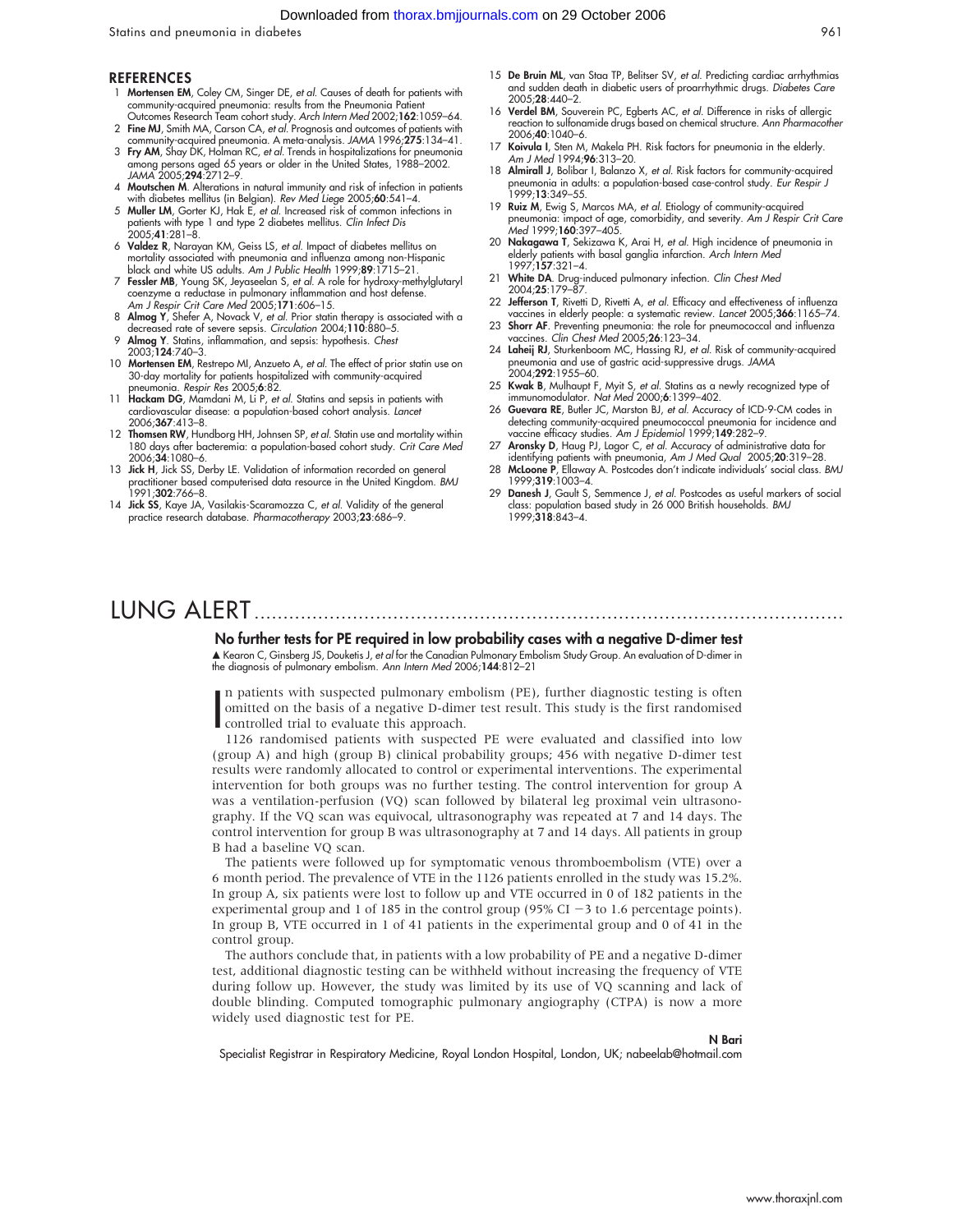## REFERENCES

1. **Mortensen EM**, Coley CM, Singer DE, *et al*. Causes of death for patients with community-acquired pneumonia: results from the Pneumonia Patient Outcomes Research Team cohort study. *Arch Intern Med* 2002;**162**:1059–64.
2. **Fine MJ**, Smith MA, Carson CA, *et al*. Prognosis and outcomes of patients with community-acquired pneumonia. A meta-analysis. *JAMA* 1996;**275**:134–41.
3. **Fry AM**, Shay DK, Holman RC, *et al*. Trends in hospitalizations for pneumonia among persons aged 65 years or older in the United States, 1988–2002. *JAMA* 2005;**294**:2712–9.
4. **Moutschen M**. Alterations in natural immunity and risk of infection in patients with diabetes mellitus (in Belgian). *Rev Med Liege* 2005;**60**:541–4.
5. **Muller LM**, Gorter KJ, Hak E, *et al*. Increased risk of common infections in patients with type 1 and type 2 diabetes mellitus. *Clin Infect Dis* 2005;**41**:281–8.
6. **Valdez R**, Narayan KM, Geiss LS, *et al*. Impact of diabetes mellitus on mortality associated with pneumonia and influenza among non-Hispanic black and white US adults. *Am J Public Health* 1999;**89**:1715–21.
7. **Fessler MB**, Young SK, Jeyaseelan S, *et al*. A role for hydroxy-methylglutaryl coenzyme a reductase in pulmonary inflammation and host defense. *Am J Respir Crit Care Med* 2005;**171**:606–15.
8. **Almog Y**, Shefer A, Novack V, *et al*. Prior statin therapy is associated with a decreased rate of severe sepsis. *Circulation* 2004;**110**:880–5.
9. **Almog Y**. Statins, inflammation, and sepsis: hypothesis. *Chest* 2003;**124**:740–3.
10. **Mortensen EM**, Restrepo MI, Anzueto A, *et al*. The effect of prior statin use on 30-day mortality for patients hospitalized with community-acquired pneumonia. *Respir Res* 2005;**6**:82.
11. **Hackam DG**, Mamdani M, Li P, *et al*. Statins and sepsis in patients with cardiovascular disease: a population-based cohort analysis. *Lancet* 2006;**367**:413–8.
12. **Thomsen RW**, Hundborg HH, Johnsen SP, *et al*. Statin use and mortality within 180 days after bacteremia: a population-based cohort study. *Crit Care Med* 2006;**34**:1080–6.
13. **Jick H**, Jick SS, Derby LE. Validation of information recorded on general practitioner based computerised data resource in the United Kingdom. *BMJ* 1991;**302**:766–8.
14. **Jick SS**, Kaye JA, Vasilakis-Scaramozza C, *et al*. Validity of the general practice research database. *Pharmacotherapy* 2003;**23**:686–9.
15. **De Bruin ML**, van Staa TP, Belitser SV, *et al*. Predicting cardiac arrhythmias and sudden death in diabetic users of proarrhythmic drugs. *Diabetes Care* 2005;**28**:440–2.
16. **Verdel BM**, Souverein PC, Egberts AC, *et al*. Difference in risks of allergic reaction to sulfonamide drugs based on chemical structure. *Ann Pharmacother* 2006;**40**:1040–6.
17. **Koivula I**, Sten M, Makela PH. Risk factors for pneumonia in the elderly. *Am J Med* 1994;**96**:313–20.
18. **Almirall J**, Bolibar I, Balanzo X, *et al*. Risk factors for community-acquired pneumonia in adults: a population-based case-control study. *Eur Respir J* 1999;**13**:349–55.
19. **Ruiz M**, Ewig S, Marcos MA, *et al*. Etiology of community-acquired pneumonia: impact of age, comorbidity, and severity. *Am J Respir Crit Care Med* 1999;**160**:397–405.
20. **Nakagawa T**, Sekizawa K, Arai H, *et al*. High incidence of pneumonia in elderly patients with basal ganglia infarction. *Arch Intern Med* 1997;**157**:321–4.
21. **White DA**. Drug-induced pulmonary infection. *Clin Chest Med* 2004;**25**:179–87.
22. **Jefferson T**, Rivetti D, Rivetti A, *et al*. Efficacy and effectiveness of influenza vaccines in elderly people: a systematic review. *Lancet* 2005;**366**:1165–74.
23. **Shorr AF**. Preventing pneumonia: the role for pneumococcal and influenza vaccines. *Clin Chest Med* 2005;**26**:123–34.
24. **Laheij RJ**, Sturkenboom MC, Hassing RJ, *et al*. Risk of community-acquired pneumonia and use of gastric acid-suppressive drugs. *JAMA* 2004;**292**:1955–60.
25. **Kwak B**, Mulhaupt F, Myit S, *et al*. Statins as a newly recognized type of immunomodulator. *Nat Med* 2000;**6**:1399–402.
26. **Guevara RE**, Butler JC, Marston BJ, *et al*. Accuracy of ICD-9-CM codes in detecting community-acquired pneumococcal pneumonia for incidence and vaccine efficacy studies. *Am J Epidemiol* 1999;**149**:282–9.
27. **Aronsky D**, Haug PJ, Lagor C, *et al*. Accuracy of administrative data for identifying patients with pneumonia, *Am J Med Qual* 2005;**20**:319–28.
28. **McLoone P**, Ellaway A. Postcodes don't indicate individuals' social class. *BMJ* 1999;**319**:1003–4.
29. **Danesh J**, Gault S, Semmence J, *et al*. Postcodes as useful markers of social class: population based study in 26 000 British households. *BMJ* 1999;**318**:843–4.

# LUNG ALERT

### No further tests for PE required in low probability cases with a negative D-dimer test

▲ Kearon C, Ginsberg JS, Douketis J, *et al* for the Canadian Pulmonary Embolism Study Group. An evaluation of D-dimer in the diagnosis of pulmonary embolism. *Ann Intern Med* 2006;**144**:812–21

In patients with suspected pulmonary embolism (PE), further diagnostic testing is often omitted on the basis of a negative D-dimer test result. This study is the first randomised controlled trial to evaluate this approach.

1126 randomised patients with suspected PE were evaluated and classified into low (group A) and high (group B) clinical probability groups; 456 with negative D-dimer test results were randomly allocated to control or experimental interventions. The experimental intervention for both groups was no further testing. The control intervention for group A was a ventilation-perfusion (VQ) scan followed by bilateral leg proximal vein ultrasonography. If the VQ scan was equivocal, ultrasonography was repeated at 7 and 14 days. The control intervention for group B was ultrasonography at 7 and 14 days. All patients in group B had a baseline VQ scan.

The patients were followed up for symptomatic venous thromboembolism (VTE) over a 6 month period. The prevalence of VTE in the 1126 patients enrolled in the study was 15.2%. In group A, six patients were lost to follow up and VTE occurred in 0 of 182 patients in the experimental group and 1 of 185 in the control group (95% CI −3 to 1.6 percentage points). In group B, VTE occurred in 1 of 41 patients in the experimental group and 0 of 41 in the control group.

The authors conclude that, in patients with a low probability of PE and a negative D-dimer test, additional diagnostic testing can be withheld without increasing the frequency of VTE during follow up. However, the study was limited by its use of VQ scanning and lack of double blinding. Computed tomographic pulmonary angiography (CTPA) is now a more widely used diagnostic test for PE.

**N Bari**

Specialist Registrar in Respiratory Medicine, Royal London Hospital, London, UK; nabeelab@hotmail.com